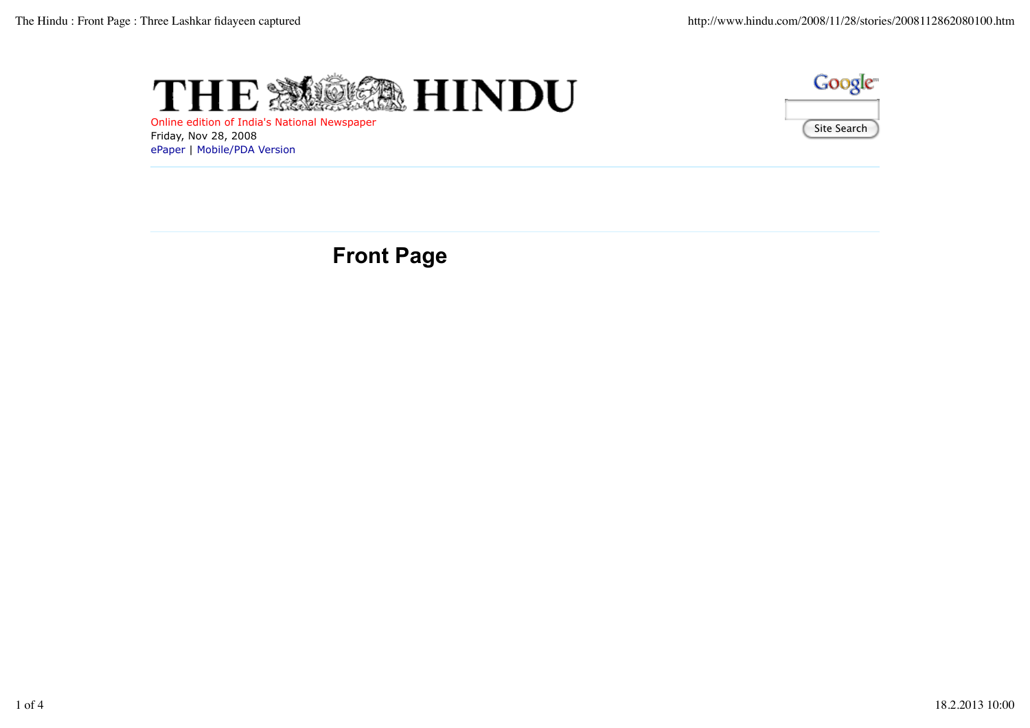# THE HINDU

Online edition of India's National Newspaper
Friday, Nov 28, 2008
ePaper | Mobile/PDA Version

Site Search

## Front Page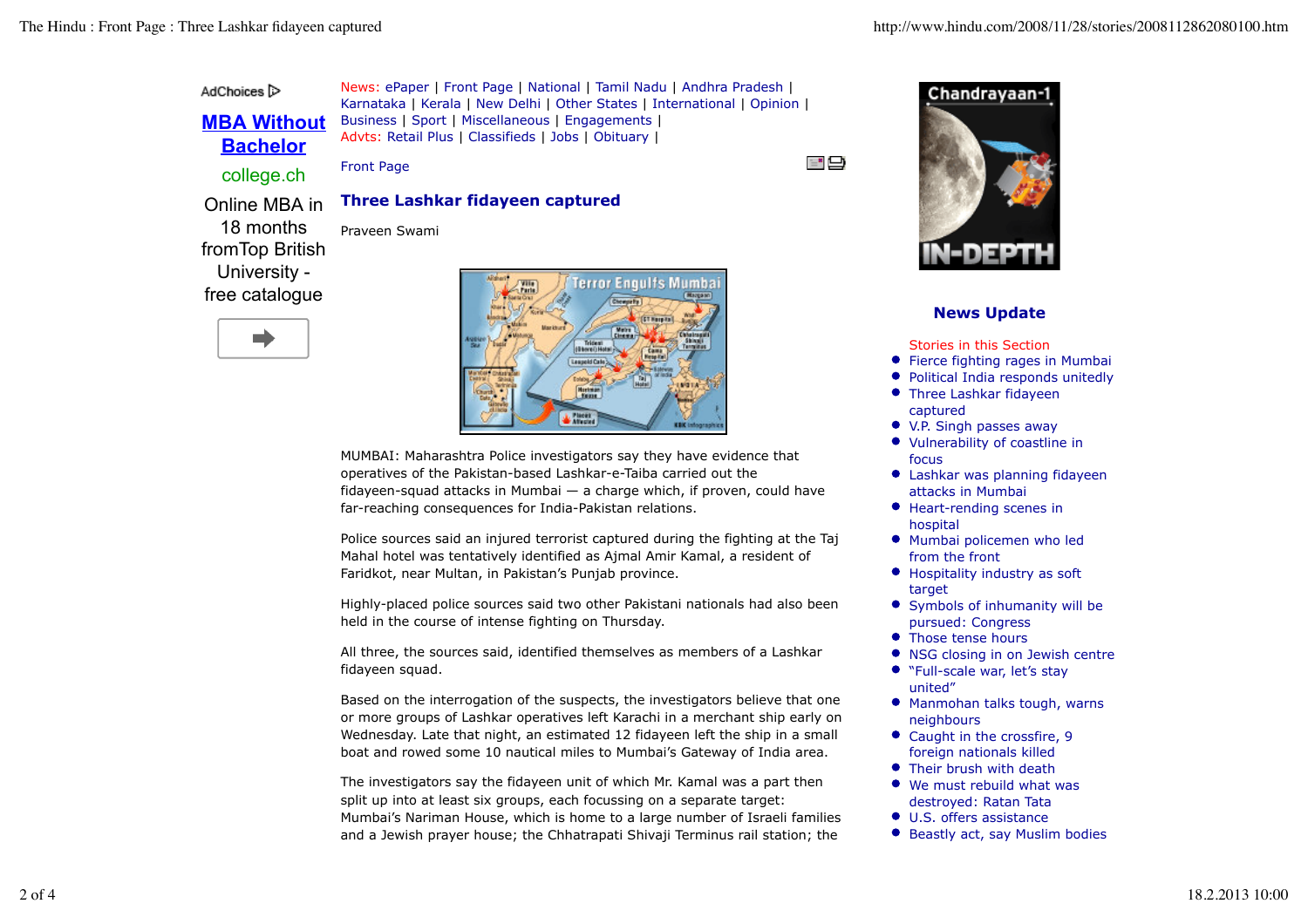News: ePaper | Front Page | National | Tamil Nadu | Andhra Pradesh | Karnataka | Kerala | New Delhi | Other States | International | Opinion | Business | Sport | Miscellaneous | Engagements |
Advts: Retail Plus | Classifieds | Jobs | Obituary |

Front Page

# Three Lashkar fidayeen captured

Praveen Swami

MUMBAI: Maharashtra Police investigators say they have evidence that operatives of the Pakistan-based Lashkar-e-Taiba carried out the fidayeen-squad attacks in Mumbai — a charge which, if proven, could have far-reaching consequences for India-Pakistan relations.

Police sources said an injured terrorist captured during the fighting at the Taj Mahal hotel was tentatively identified as Ajmal Amir Kamal, a resident of Faridkot, near Multan, in Pakistan's Punjab province.

Highly-placed police sources said two other Pakistani nationals had also been held in the course of intense fighting on Thursday.

All three, the sources said, identified themselves as members of a Lashkar fidayeen squad.

Based on the interrogation of the suspects, the investigators believe that one or more groups of Lashkar operatives left Karachi in a merchant ship early on Wednesday. Late that night, an estimated 12 fidayeen left the ship in a small boat and rowed some 10 nautical miles to Mumbai's Gateway of India area.

The investigators say the fidayeen unit of which Mr. Kamal was a part then split up into at least six groups, each focussing on a separate target: Mumbai's Nariman House, which is home to a large number of Israeli families and a Jewish prayer house; the Chhatrapati Shivaji Terminus rail station; the

## News Update

Stories in this Section

- Fierce fighting rages in Mumbai
- Political India responds unitedly
- Three Lashkar fidayeen captured
- V.P. Singh passes away
- Vulnerability of coastline in focus
- Lashkar was planning fidayeen attacks in Mumbai
- Heart-rending scenes in hospital
- Mumbai policemen who led from the front
- Hospitality industry as soft target
- Symbols of inhumanity will be pursued: Congress
- Those tense hours
- NSG closing in on Jewish centre
- "Full-scale war, let's stay united"
- Manmohan talks tough, warns neighbours
- Caught in the crossfire, 9 foreign nationals killed
- Their brush with death
- We must rebuild what was destroyed: Ratan Tata
- U.S. offers assistance
- Beastly act, say Muslim bodies